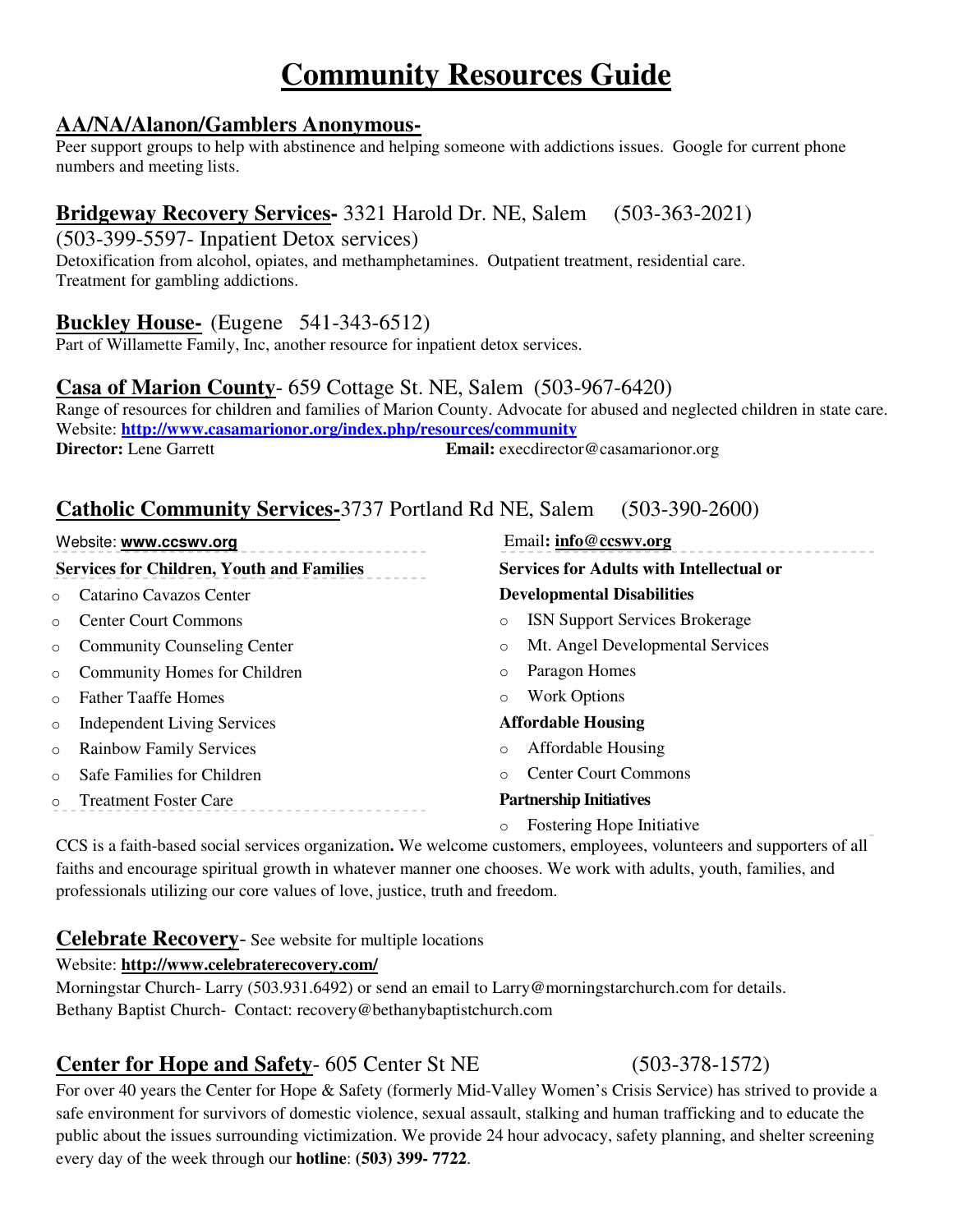# Community Resources Guide

## AA/NA/Alanon/Gamblers Anonymous-

Peer support groups to help with abstinence and helping someone with addictions issues. Google for current phone numbers and meeting lists.

## Bridgeway Recovery Services- 3321 Harold Dr. NE, Salem (503-363-2021)

(503-399-5597- Inpatient Detox services)

Detoxification from alcohol, opiates, and methamphetamines. Outpatient treatment, residential care. Treatment for gambling addictions.

## Buckley House- (Eugene 541-343-6512)

Part of Willamette Family, Inc, another resource for inpatient detox services.

## Casa of Marion County- 659 Cottage St. NE, Salem (503-967-6420)

Range of resources for children and families of Marion County. Advocate for abused and neglected children in state care.

Website: **http://www.casamarionor.org/index.php/resources/community**

**Director:** Lene Garrett

**Email:** execdirector@casamarionor.org

## Catholic Community Services-3737 Portland Rd NE, Salem (503-390-2600)

Website: **www.ccswv.org**

Email**: info@ccswv.org**

**Services for Children, Youth and Families**

- Catarino Cavazos Center
- Center Court Commons
- Community Counseling Center
- Community Homes for Children
- Father Taaffe Homes
- Independent Living Services
- Rainbow Family Services
- Safe Families for Children
- Treatment Foster Care

**Services for Adults with Intellectual or Developmental Disabilities**

- ISN Support Services Brokerage
- Mt. Angel Developmental Services
- Paragon Homes
- Work Options

**Affordable Housing**

- Affordable Housing
- Center Court Commons

**Partnership Initiatives**

- Fostering Hope Initiative

CCS is a faith-based social services organization**.** We welcome customers, employees, volunteers and supporters of all faiths and encourage spiritual growth in whatever manner one chooses. We work with adults, youth, families, and professionals utilizing our core values of love, justice, truth and freedom.

## Celebrate Recovery- See website for multiple locations

Website: **http://www.celebraterecovery.com/**

Morningstar Church- Larry (503.931.6492) or send an email to Larry@morningstarchurch.com for details.

Bethany Baptist Church- Contact: recovery@bethanybaptistchurch.com

## Center for Hope and Safety- 605 Center St NE (503-378-1572)

For over 40 years the Center for Hope & Safety (formerly Mid-Valley Women's Crisis Service) has strived to provide a safe environment for survivors of domestic violence, sexual assault, stalking and human trafficking and to educate the public about the issues surrounding victimization. We provide 24 hour advocacy, safety planning, and shelter screening every day of the week through our **hotline**: **(503) 399- 7722**.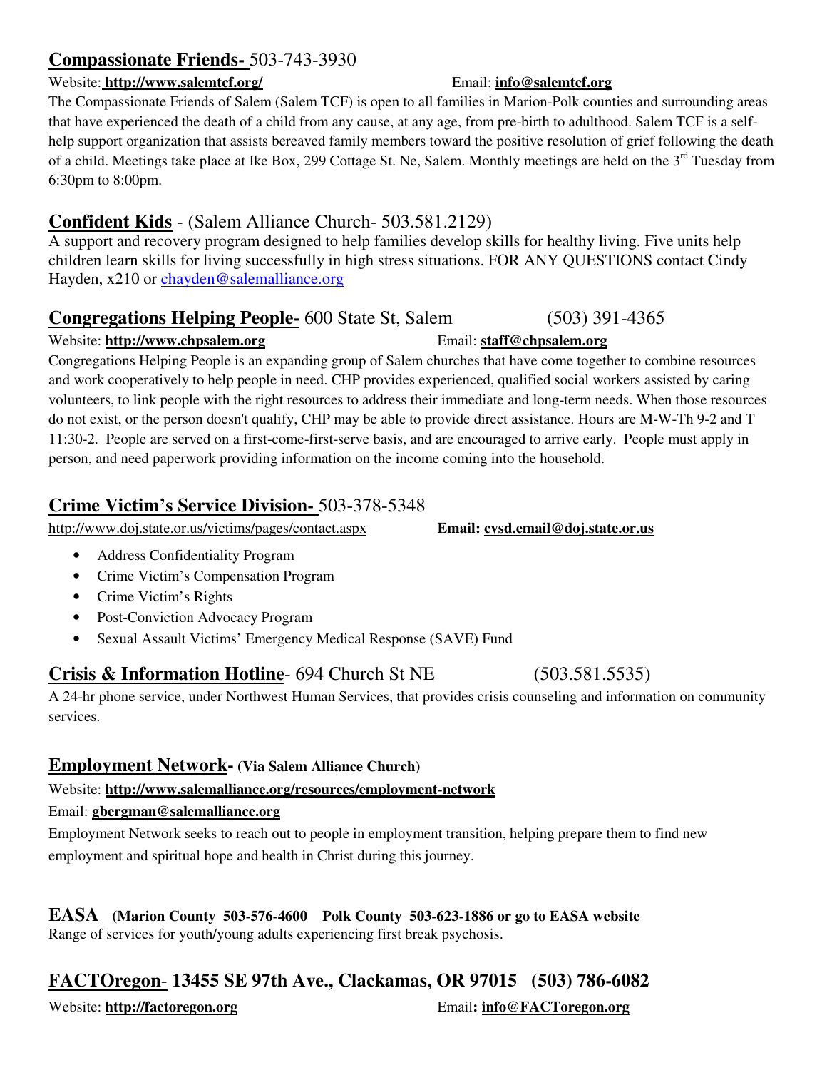## Compassionate Friends- 503-743-3930

Website: **http://www.salemtcf.org/** Email: **info@salemtcf.org**

The Compassionate Friends of Salem (Salem TCF) is open to all families in Marion-Polk counties and surrounding areas that have experienced the death of a child from any cause, at any age, from pre-birth to adulthood. Salem TCF is a self-help support organization that assists bereaved family members toward the positive resolution of grief following the death of a child. Meetings take place at Ike Box, 299 Cottage St. Ne, Salem. Monthly meetings are held on the 3rd Tuesday from 6:30pm to 8:00pm.

## Confident Kids - (Salem Alliance Church- 503.581.2129)

A support and recovery program designed to help families develop skills for healthy living. Five units help children learn skills for living successfully in high stress situations. FOR ANY QUESTIONS contact Cindy Hayden, x210 or chayden@salemalliance.org

## Congregations Helping People- 600 State St, Salem (503) 391-4365

Website: **http://www.chpsalem.org** Email: **staff@chpsalem.org**

Congregations Helping People is an expanding group of Salem churches that have come together to combine resources and work cooperatively to help people in need. CHP provides experienced, qualified social workers assisted by caring volunteers, to link people with the right resources to address their immediate and long-term needs. When those resources do not exist, or the person doesn't qualify, CHP may be able to provide direct assistance. Hours are M-W-Th 9-2 and T 11:30-2. People are served on a first-come-first-serve basis, and are encouraged to arrive early. People must apply in person, and need paperwork providing information on the income coming into the household.

## Crime Victim's Service Division- 503-378-5348

http://www.doj.state.or.us/victims/pages/contact.aspx **Email: cvsd.email@doj.state.or.us**

- Address Confidentiality Program
- Crime Victim's Compensation Program
- Crime Victim's Rights
- Post-Conviction Advocacy Program
- Sexual Assault Victims' Emergency Medical Response (SAVE) Fund

## Crisis & Information Hotline- 694 Church St NE (503.581.5535)

A 24-hr phone service, under Northwest Human Services, that provides crisis counseling and information on community services.

## Employment Network- (Via Salem Alliance Church)

Website: **http://www.salemalliance.org/resources/employment-network**

Email: **gbergman@salemalliance.org**

Employment Network seeks to reach out to people in employment transition, helping prepare them to find new employment and spiritual hope and health in Christ during this journey.

## EASA (Marion County 503-576-4600 Polk County 503-623-1886 or go to EASA website

Range of services for youth/young adults experiencing first break psychosis.

## FACTOregon- 13455 SE 97th Ave., Clackamas, OR 97015 (503) 786-6082

Website: **http://factoregon.org** Email**: info@FACToregon.org**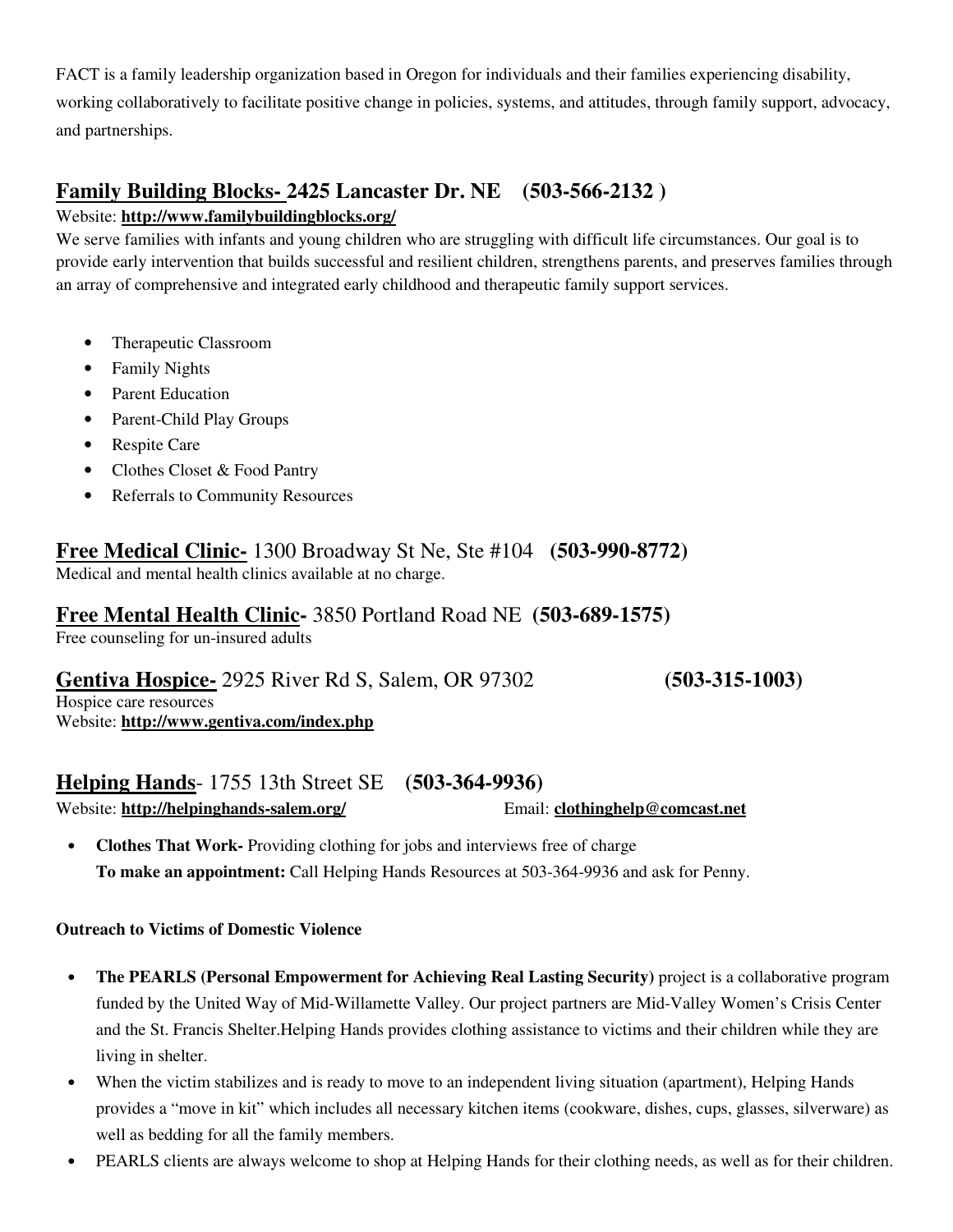FACT is a family leadership organization based in Oregon for individuals and their families experiencing disability, working collaboratively to facilitate positive change in policies, systems, and attitudes, through family support, advocacy, and partnerships.

## Family Building Blocks- 2425 Lancaster Dr. NE (503-566-2132 )

Website: **http://www.familybuildingblocks.org/**

We serve families with infants and young children who are struggling with difficult life circumstances. Our goal is to provide early intervention that builds successful and resilient children, strengthens parents, and preserves families through an array of comprehensive and integrated early childhood and therapeutic family support services.

- Therapeutic Classroom
- Family Nights
- Parent Education
- Parent-Child Play Groups
- Respite Care
- Clothes Closet & Food Pantry
- Referrals to Community Resources

## Free Medical Clinic- 1300 Broadway St Ne, Ste #104 (503-990-8772)

Medical and mental health clinics available at no charge.

## Free Mental Health Clinic- 3850 Portland Road NE (503-689-1575)

Free counseling for un-insured adults

## Gentiva Hospice- 2925 River Rd S, Salem, OR 97302 (503-315-1003)

Hospice care resources

Website: **http://www.gentiva.com/index.php**

## Helping Hands- 1755 13th Street SE (503-364-9936)

Website: **http://helpinghands-salem.org/** Email: **clothinghelp@comcast.net**

- **Clothes That Work-** Providing clothing for jobs and interviews free of charge
  **To make an appointment:** Call Helping Hands Resources at 503-364-9936 and ask for Penny.

**Outreach to Victims of Domestic Violence**

- **The PEARLS (Personal Empowerment for Achieving Real Lasting Security)** project is a collaborative program funded by the United Way of Mid-Willamette Valley. Our project partners are Mid-Valley Women's Crisis Center and the St. Francis Shelter.Helping Hands provides clothing assistance to victims and their children while they are living in shelter.
- When the victim stabilizes and is ready to move to an independent living situation (apartment), Helping Hands provides a "move in kit" which includes all necessary kitchen items (cookware, dishes, cups, glasses, silverware) as well as bedding for all the family members.
- PEARLS clients are always welcome to shop at Helping Hands for their clothing needs, as well as for their children.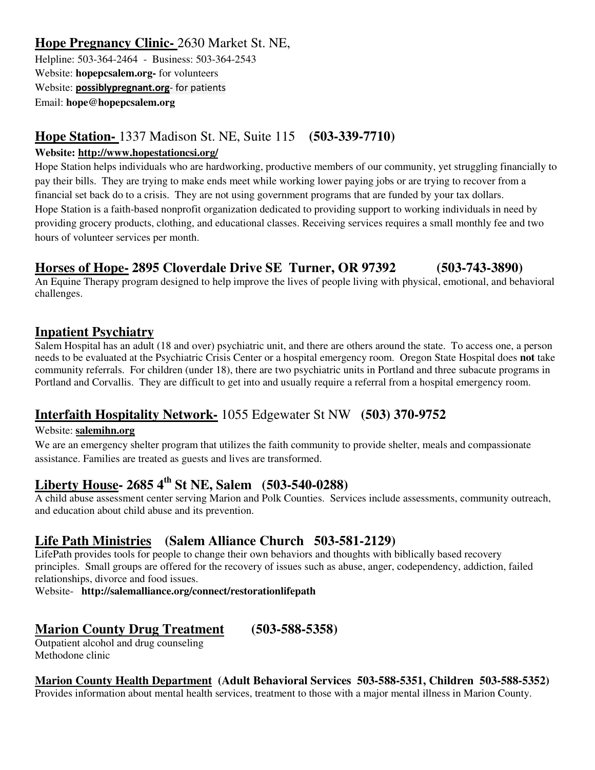## **Hope Pregnancy Clinic-** 2630 Market St. NE,

Helpline: 503-364-2464 - Business: 503-364-2543
Website: **hopepcsalem.org-** for volunteers
Website: **possiblypregnant.org**- for patients
Email: **hope@hopepcsalem.org**

## **Hope Station-** 1337 Madison St. NE, Suite 115 **(503-339-7710)**

**Website: http://www.hopestationcsi.org/**

Hope Station helps individuals who are hardworking, productive members of our community, yet struggling financially to pay their bills. They are trying to make ends meet while working lower paying jobs or are trying to recover from a financial set back do to a crisis. They are not using government programs that are funded by your tax dollars.
Hope Station is a faith-based nonprofit organization dedicated to providing support to working individuals in need by providing grocery products, clothing, and educational classes. Receiving services requires a small monthly fee and two hours of volunteer services per month.

## **Horses of Hope- 2895 Cloverdale Drive SE Turner, OR 97392 (503-743-3890)**

An Equine Therapy program designed to help improve the lives of people living with physical, emotional, and behavioral challenges.

## **Inpatient Psychiatry**

Salem Hospital has an adult (18 and over) psychiatric unit, and there are others around the state. To access one, a person needs to be evaluated at the Psychiatric Crisis Center or a hospital emergency room. Oregon State Hospital does **not** take community referrals. For children (under 18), there are two psychiatric units in Portland and three subacute programs in Portland and Corvallis. They are difficult to get into and usually require a referral from a hospital emergency room.

## **Interfaith Hospitality Network-** 1055 Edgewater St NW **(503) 370-9752**

Website: **salemihn.org**

We are an emergency shelter program that utilizes the faith community to provide shelter, meals and compassionate assistance. Families are treated as guests and lives are transformed.

## **Liberty House- 2685 4th St NE, Salem (503-540-0288)**

A child abuse assessment center serving Marion and Polk Counties. Services include assessments, community outreach, and education about child abuse and its prevention.

## **Life Path Ministries (Salem Alliance Church 503-581-2129)**

LifePath provides tools for people to change their own behaviors and thoughts with biblically based recovery principles. Small groups are offered for the recovery of issues such as abuse, anger, codependency, addiction, failed relationships, divorce and food issues.
Website- **http://salemalliance.org/connect/restorationlifepath**

## **Marion County Drug Treatment (503-588-5358)**

Outpatient alcohol and drug counseling
Methodone clinic

### **Marion County Health Department (Adult Behavioral Services 503-588-5351, Children 503-588-5352)**

Provides information about mental health services, treatment to those with a major mental illness in Marion County.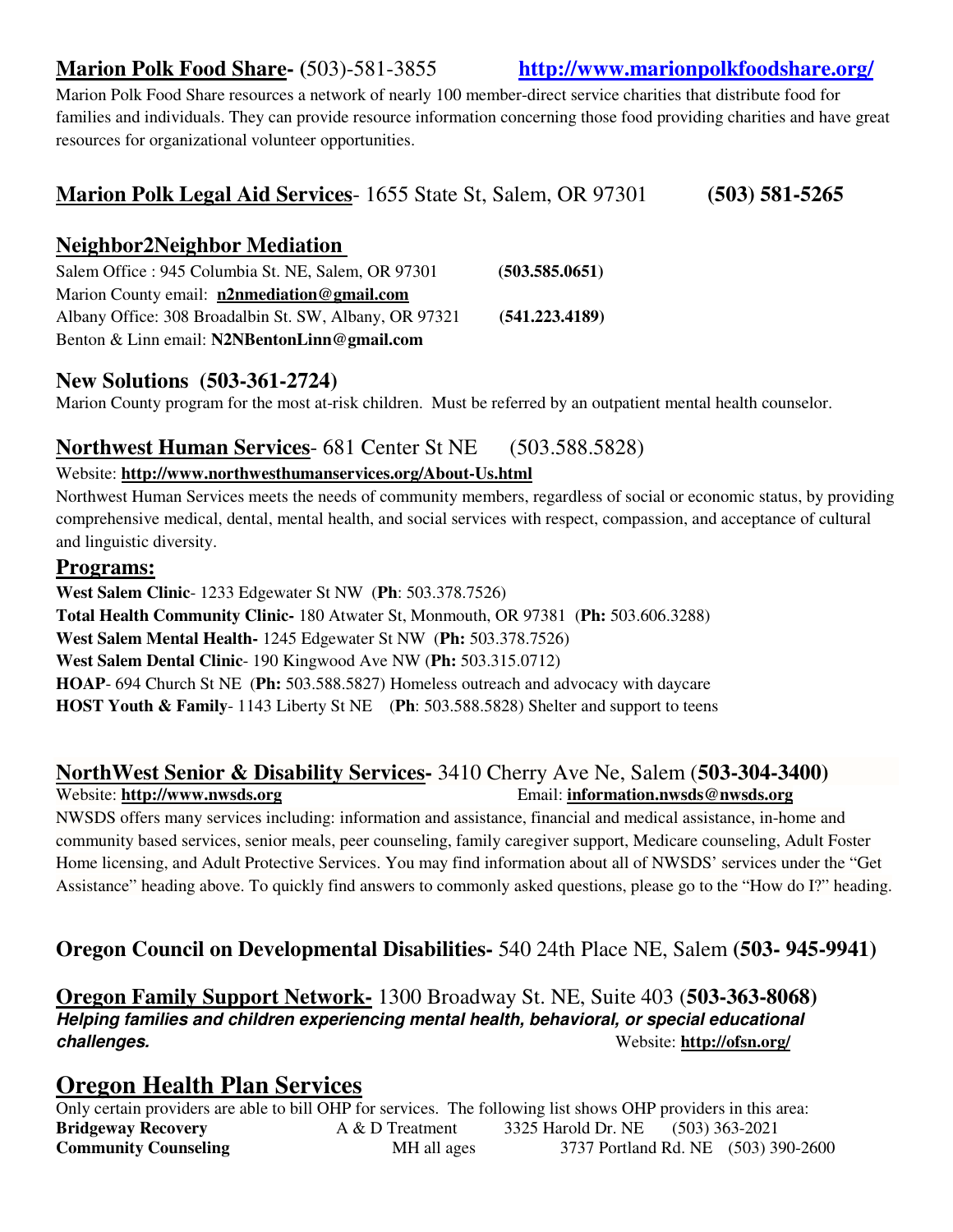**Marion Polk Food Share- (**503)-581-3855 **http://www.marionpolkfoodshare.org/**

Marion Polk Food Share resources a network of nearly 100 member-direct service charities that distribute food for families and individuals. They can provide resource information concerning those food providing charities and have great resources for organizational volunteer opportunities.

**Marion Polk Legal Aid Services**- 1655 State St, Salem, OR 97301 **(503) 581-5265**

**Neighbor2Neighbor Mediation**

Salem Office : 945 Columbia St. NE, Salem, OR 97301 **(503.585.0651)**
Marion County email: **n2nmediation@gmail.com**
Albany Office: 308 Broadalbin St. SW, Albany, OR 97321 **(541.223.4189)**
Benton & Linn email: **N2NBentonLinn@gmail.com**

**New Solutions (503-361-2724)**

Marion County program for the most at-risk children. Must be referred by an outpatient mental health counselor.

**Northwest Human Services**- 681 Center St NE (503.588.5828)

Website: **http://www.northwesthumanservices.org/About-Us.html**

Northwest Human Services meets the needs of community members, regardless of social or economic status, by providing comprehensive medical, dental, mental health, and social services with respect, compassion, and acceptance of cultural and linguistic diversity.

**Programs:**

**West Salem Clinic**- 1233 Edgewater St NW (**Ph**: 503.378.7526)
**Total Health Community Clinic-** 180 Atwater St, Monmouth, OR 97381 (**Ph:** 503.606.3288)
**West Salem Mental Health-** 1245 Edgewater St NW (**Ph:** 503.378.7526)
**West Salem Dental Clinic**- 190 Kingwood Ave NW (**Ph:** 503.315.0712)
**HOAP**- 694 Church St NE (**Ph:** 503.588.5827) Homeless outreach and advocacy with daycare
**HOST Youth & Family**- 1143 Liberty St NE (**Ph**: 503.588.5828) Shelter and support to teens

**NorthWest Senior & Disability Services-** 3410 Cherry Ave Ne, Salem (**503-304-3400**)
Website: **http://www.nwsds.org** Email: **information.nwsds@nwsds.org**

NWSDS offers many services including: information and assistance, financial and medical assistance, in-home and community based services, senior meals, peer counseling, family caregiver support, Medicare counseling, Adult Foster Home licensing, and Adult Protective Services. You may find information about all of NWSDS' services under the "Get Assistance" heading above. To quickly find answers to commonly asked questions, please go to the "How do I?" heading.

**Oregon Council on Developmental Disabilities-** 540 24th Place NE, Salem **(503- 945-9941)**

**Oregon Family Support Network-** 1300 Broadway St. NE, Suite 403 (**503-363-8068**)
***Helping families and children experiencing mental health, behavioral, or special educational challenges.*** Website: **http://ofsn.org/**

## Oregon Health Plan Services

Only certain providers are able to bill OHP for services. The following list shows OHP providers in this area:

| | | | |
|---|---|---|---|
| **Bridgeway Recovery** | A & D Treatment | 3325 Harold Dr. NE | (503) 363-2021 |
| **Community Counseling** | MH all ages | 3737 Portland Rd. NE | (503) 390-2600 |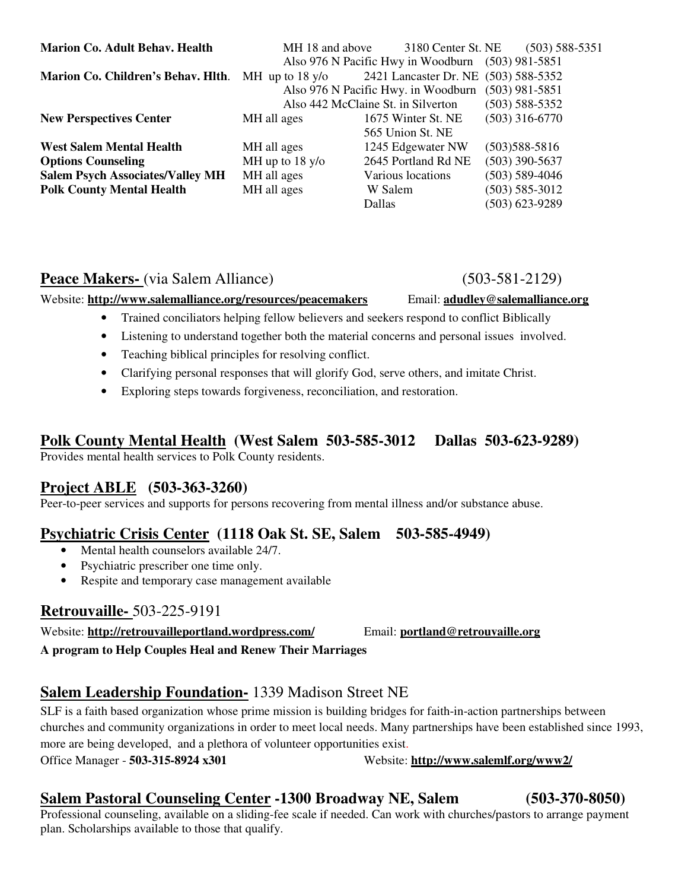| | | | |
|---|---|---|---|
| **Marion Co. Adult Behav. Health** | MH 18 and above | 3180 Center St. NE | (503) 588-5351 |
| | Also 976 N Pacific Hwy in Woodburn | | (503) 981-5851 |
| **Marion Co. Children's Behav. Hlth**. | MH up to 18 y/o | 2421 Lancaster Dr. NE | (503) 588-5352 |
| | Also 976 N Pacific Hwy. in Woodburn | | (503) 981-5851 |
| | Also 442 McClaine St. in Silverton | | (503) 588-5352 |
| **New Perspectives Center** | MH all ages | 1675 Winter St. NE | (503) 316-6770 |
| | | 565 Union St. NE | |
| **West Salem Mental Health** | MH all ages | 1245 Edgewater NW | (503)588-5816 |
| **Options Counseling** | MH up to 18 y/o | 2645 Portland Rd NE | (503) 390-5637 |
| **Salem Psych Associates/Valley MH** | MH all ages | Various locations | (503) 589-4046 |
| **Polk County Mental Health** | MH all ages | W Salem | (503) 585-3012 |
| | | Dallas | (503) 623-9289 |

## **Peace Makers-** (via Salem Alliance) (503-581-2129)

Website: **http://www.salemalliance.org/resources/peacemakers** Email: **adudley@salemalliance.org**

- Trained conciliators helping fellow believers and seekers respond to conflict Biblically
- Listening to understand together both the material concerns and personal issues involved.
- Teaching biblical principles for resolving conflict.
- Clarifying personal responses that will glorify God, serve others, and imitate Christ.
- Exploring steps towards forgiveness, reconciliation, and restoration.

## **Polk County Mental Health (West Salem 503-585-3012 Dallas 503-623-9289)**

Provides mental health services to Polk County residents.

## **Project ABLE (503-363-3260)**

Peer-to-peer services and supports for persons recovering from mental illness and/or substance abuse.

## **Psychiatric Crisis Center (1118 Oak St. SE, Salem 503-585-4949)**

- Mental health counselors available 24/7.
- Psychiatric prescriber one time only.
- Respite and temporary case management available

## **Retrouvaille-** 503-225-9191

Website: **http://retrouvailleportland.wordpress.com/** Email: **portland@retrouvaille.org**

**A program to Help Couples Heal and Renew Their Marriages**

## **Salem Leadership Foundation-** 1339 Madison Street NE

SLF is a faith based organization whose prime mission is building bridges for faith-in-action partnerships between churches and community organizations in order to meet local needs. Many partnerships have been established since 1993, more are being developed, and a plethora of volunteer opportunities exist.

Office Manager - **503-315-8924 x301** Website: **http://www.salemlf.org/www2/**

## **Salem Pastoral Counseling Center -1300 Broadway NE, Salem (503-370-8050)**

Professional counseling, available on a sliding-fee scale if needed. Can work with churches/pastors to arrange payment plan. Scholarships available to those that qualify.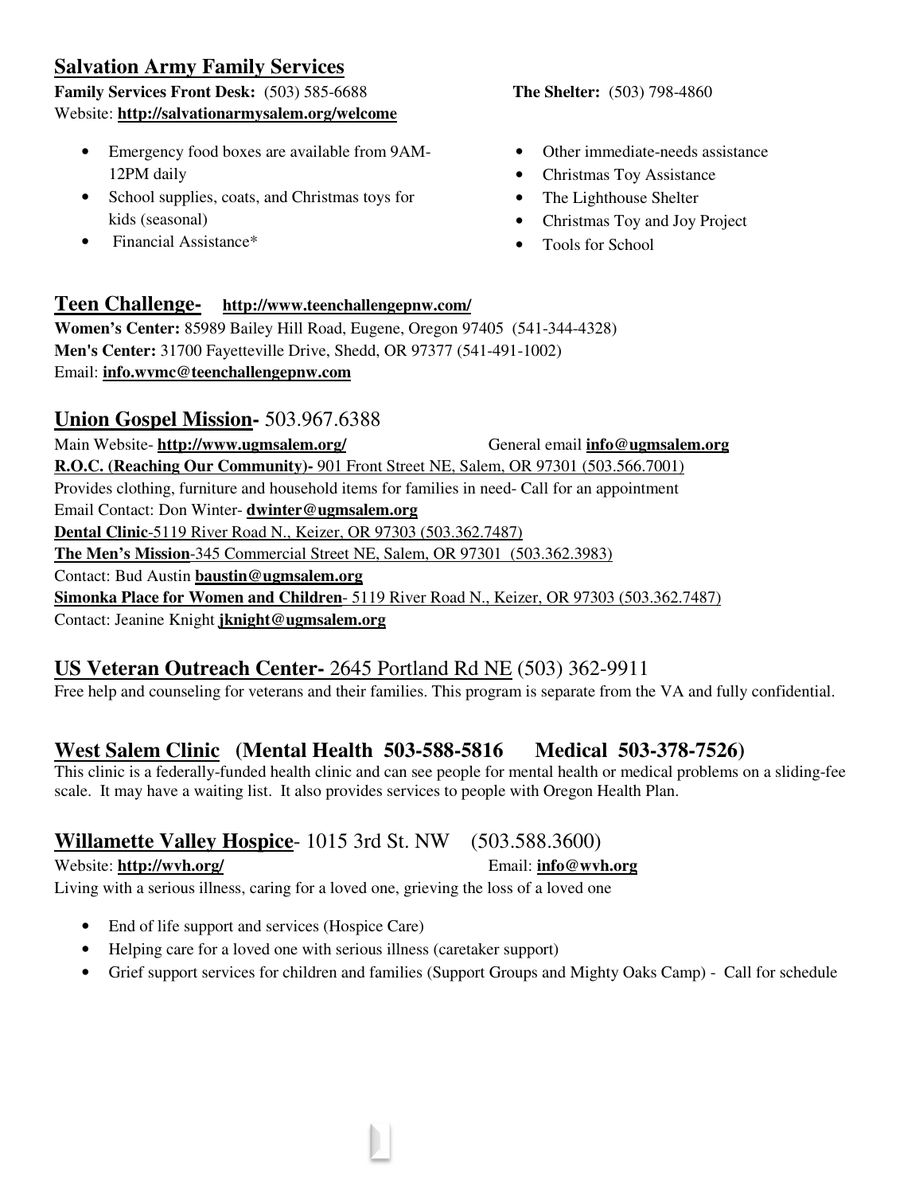## Salvation Army Family Services

**Family Services Front Desk:** (503) 585-6688
Website: **http://salvationarmysalem.org/welcome**

**The Shelter:** (503) 798-4860

- Emergency food boxes are available from 9AM-12PM daily
- School supplies, coats, and Christmas toys for kids (seasonal)
- Financial Assistance*
- Other immediate-needs assistance
- Christmas Toy Assistance
- The Lighthouse Shelter
- Christmas Toy and Joy Project
- Tools for School

## Teen Challenge- **http://www.teenchallengepnw.com/**

**Women's Center:** 85989 Bailey Hill Road, Eugene, Oregon 97405 (541-344-4328)
**Men's Center:** 31700 Fayetteville Drive, Shedd, OR 97377 (541-491-1002)
Email: **info.wvmc@teenchallengepnw.com**

## Union Gospel Mission- 503.967.6388

Main Website- **http://www.ugmsalem.org/** General email **info@ugmsalem.org**
**R.O.C. (Reaching Our Community)-** 901 Front Street NE, Salem, OR 97301 (503.566.7001)
Provides clothing, furniture and household items for families in need- Call for an appointment
Email Contact: Don Winter- **dwinter@ugmsalem.org**
**Dental Clinic**-5119 River Road N., Keizer, OR 97303 (503.362.7487)
**The Men's Mission**-345 Commercial Street NE, Salem, OR 97301 (503.362.3983)
Contact: Bud Austin **baustin@ugmsalem.org**
**Simonka Place for Women and Children**- 5119 River Road N., Keizer, OR 97303 (503.362.7487)
Contact: Jeanine Knight **jknight@ugmsalem.org**

## US Veteran Outreach Center- 2645 Portland Rd NE (503) 362-9911

Free help and counseling for veterans and their families. This program is separate from the VA and fully confidential.

## West Salem Clinic (Mental Health 503-588-5816 Medical 503-378-7526)

This clinic is a federally-funded health clinic and can see people for mental health or medical problems on a sliding-fee scale. It may have a waiting list. It also provides services to people with Oregon Health Plan.

## Willamette Valley Hospice- 1015 3rd St. NW (503.588.3600)

Website: **http://wvh.org/** Email: **info@wvh.org**
Living with a serious illness, caring for a loved one, grieving the loss of a loved one

- End of life support and services (Hospice Care)
- Helping care for a loved one with serious illness (caretaker support)
- Grief support services for children and families (Support Groups and Mighty Oaks Camp) - Call for schedule